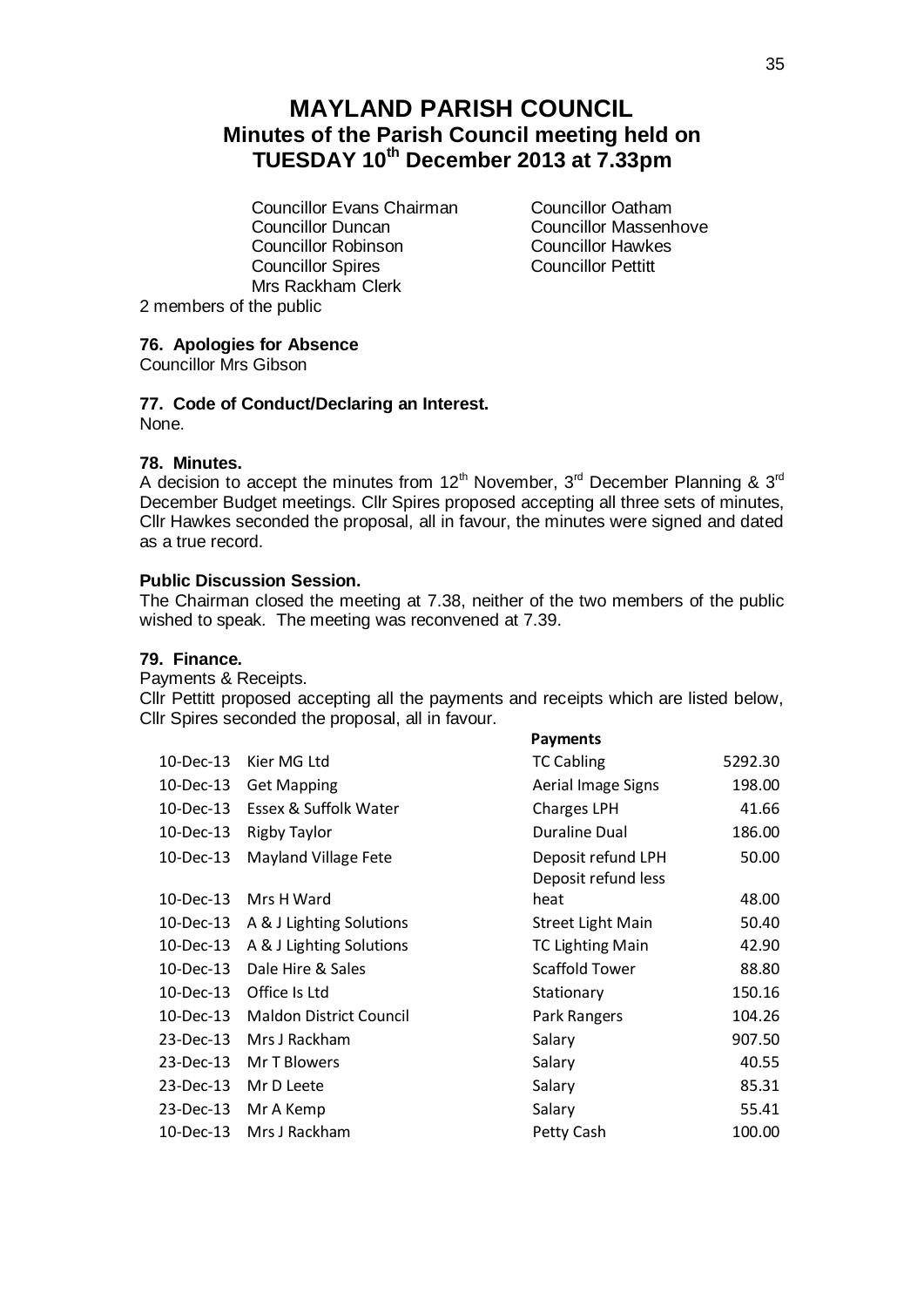# MAYLAND PARISH COUNCIL

## Minutes of the Parish Council meeting held on TUESDAY 10th December 2013 at 7.33pm

Councillor Evans Chairman
Councillor Oatham
Councillor Duncan
Councillor Massenhove
Councillor Robinson
Councillor Hawkes
Councillor Spires
Councillor Pettitt
Mrs Rackham Clerk

2 members of the public

**76. Apologies for Absence**

Councillor Mrs Gibson

**77. Code of Conduct/Declaring an Interest.**

None.

**78. Minutes.**

A decision to accept the minutes from 12th November, 3rd December Planning & 3rd December Budget meetings. Cllr Spires proposed accepting all three sets of minutes, Cllr Hawkes seconded the proposal, all in favour, the minutes were signed and dated as a true record.

**Public Discussion Session.**

The Chairman closed the meeting at 7.38, neither of the two members of the public wished to speak. The meeting was reconvened at 7.39.

**79. Finance.**

Payments & Receipts.

Cllr Pettitt proposed accepting all the payments and receipts which are listed below, Cllr Spires seconded the proposal, all in favour.

| | | **Payments** | |
|---|---|---|---|
| 10-Dec-13 | Kier MG Ltd | TC Cabling | 5292.30 |
| 10-Dec-13 | Get Mapping | Aerial Image Signs | 198.00 |
| 10-Dec-13 | Essex & Suffolk Water | Charges LPH | 41.66 |
| 10-Dec-13 | Rigby Taylor | Duraline Dual | 186.00 |
| 10-Dec-13 | Mayland Village Fete | Deposit refund LPH | 50.00 |
| 10-Dec-13 | Mrs H Ward | Deposit refund less heat | 48.00 |
| 10-Dec-13 | A & J Lighting Solutions | Street Light Main | 50.40 |
| 10-Dec-13 | A & J Lighting Solutions | TC Lighting Main | 42.90 |
| 10-Dec-13 | Dale Hire & Sales | Scaffold Tower | 88.80 |
| 10-Dec-13 | Office Is Ltd | Stationary | 150.16 |
| 10-Dec-13 | Maldon District Council | Park Rangers | 104.26 |
| 23-Dec-13 | Mrs J Rackham | Salary | 907.50 |
| 23-Dec-13 | Mr T Blowers | Salary | 40.55 |
| 23-Dec-13 | Mr D Leete | Salary | 85.31 |
| 23-Dec-13 | Mr A Kemp | Salary | 55.41 |
| 10-Dec-13 | Mrs J Rackham | Petty Cash | 100.00 |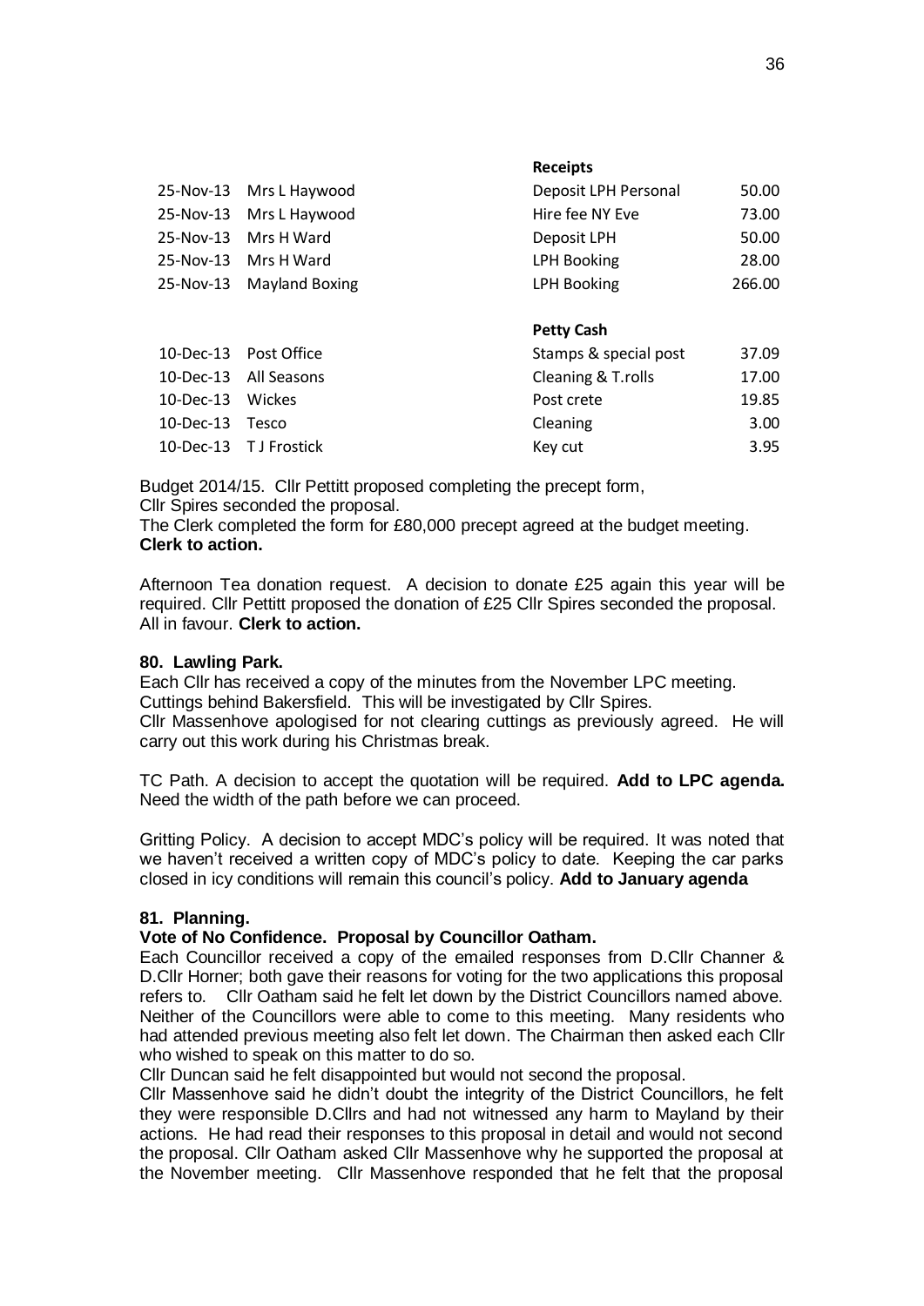| | | **Receipts** | |
|---|---|---|---|
| 25-Nov-13 | Mrs L Haywood | Deposit LPH Personal | 50.00 |
| 25-Nov-13 | Mrs L Haywood | Hire fee NY Eve | 73.00 |
| 25-Nov-13 | Mrs H Ward | Deposit LPH | 50.00 |
| 25-Nov-13 | Mrs H Ward | LPH Booking | 28.00 |
| 25-Nov-13 | Mayland Boxing | LPH Booking | 266.00 |
| | | **Petty Cash** | |
| 10-Dec-13 | Post Office | Stamps & special post | 37.09 |
| 10-Dec-13 | All Seasons | Cleaning & T.rolls | 17.00 |
| 10-Dec-13 | Wickes | Post crete | 19.85 |
| 10-Dec-13 | Tesco | Cleaning | 3.00 |
| 10-Dec-13 | T J Frostick | Key cut | 3.95 |

Budget 2014/15. Cllr Pettitt proposed completing the precept form,
Cllr Spires seconded the proposal.
The Clerk completed the form for £80,000 precept agreed at the budget meeting.
**Clerk to action.**

Afternoon Tea donation request. A decision to donate £25 again this year will be required. Cllr Pettitt proposed the donation of £25 Cllr Spires seconded the proposal. All in favour. **Clerk to action.**

**80. Lawling Park.**

Each Cllr has received a copy of the minutes from the November LPC meeting.
Cuttings behind Bakersfield. This will be investigated by Cllr Spires.
Cllr Massenhove apologised for not clearing cuttings as previously agreed. He will carry out this work during his Christmas break.

TC Path. A decision to accept the quotation will be required. **Add to LPC agenda.** Need the width of the path before we can proceed.

Gritting Policy. A decision to accept MDC's policy will be required. It was noted that we haven't received a written copy of MDC's policy to date. Keeping the car parks closed in icy conditions will remain this council's policy. **Add to January agenda**

**81. Planning.**

**Vote of No Confidence. Proposal by Councillor Oatham.**

Each Councillor received a copy of the emailed responses from D.Cllr Channer & D.Cllr Horner; both gave their reasons for voting for the two applications this proposal refers to. Cllr Oatham said he felt let down by the District Councillors named above. Neither of the Councillors were able to come to this meeting. Many residents who had attended previous meeting also felt let down. The Chairman then asked each Cllr who wished to speak on this matter to do so.

Cllr Duncan said he felt disappointed but would not second the proposal.

Cllr Massenhove said he didn't doubt the integrity of the District Councillors, he felt they were responsible D.Cllrs and had not witnessed any harm to Mayland by their actions. He had read their responses to this proposal in detail and would not second the proposal. Cllr Oatham asked Cllr Massenhove why he supported the proposal at the November meeting. Cllr Massenhove responded that he felt that the proposal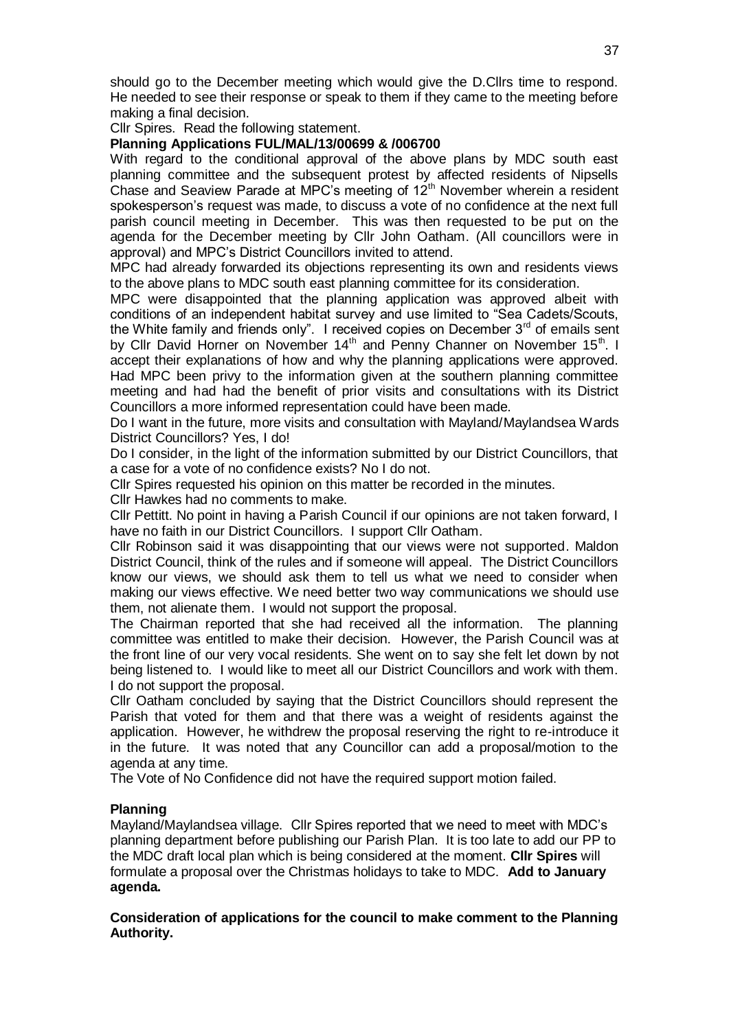should go to the December meeting which would give the D.Cllrs time to respond. He needed to see their response or speak to them if they came to the meeting before making a final decision.

Cllr Spires. Read the following statement.

**Planning Applications FUL/MAL/13/00699 & /006700**

With regard to the conditional approval of the above plans by MDC south east planning committee and the subsequent protest by affected residents of Nipsells Chase and Seaview Parade at MPC's meeting of 12th November wherein a resident spokesperson's request was made, to discuss a vote of no confidence at the next full parish council meeting in December. This was then requested to be put on the agenda for the December meeting by Cllr John Oatham. (All councillors were in approval) and MPC's District Councillors invited to attend.

MPC had already forwarded its objections representing its own and residents views to the above plans to MDC south east planning committee for its consideration.

MPC were disappointed that the planning application was approved albeit with conditions of an independent habitat survey and use limited to "Sea Cadets/Scouts, the White family and friends only". I received copies on December 3rd of emails sent by Cllr David Horner on November 14th and Penny Channer on November 15th. I accept their explanations of how and why the planning applications were approved. Had MPC been privy to the information given at the southern planning committee meeting and had had the benefit of prior visits and consultations with its District Councillors a more informed representation could have been made.

Do I want in the future, more visits and consultation with Mayland/Maylandsea Wards District Councillors? Yes, I do!

Do I consider, in the light of the information submitted by our District Councillors, that a case for a vote of no confidence exists? No I do not.

Cllr Spires requested his opinion on this matter be recorded in the minutes.

Cllr Hawkes had no comments to make.

Cllr Pettitt. No point in having a Parish Council if our opinions are not taken forward, I have no faith in our District Councillors. I support Cllr Oatham.

Cllr Robinson said it was disappointing that our views were not supported. Maldon District Council, think of the rules and if someone will appeal. The District Councillors know our views, we should ask them to tell us what we need to consider when making our views effective. We need better two way communications we should use them, not alienate them. I would not support the proposal.

The Chairman reported that she had received all the information. The planning committee was entitled to make their decision. However, the Parish Council was at the front line of our very vocal residents. She went on to say she felt let down by not being listened to. I would like to meet all our District Councillors and work with them. I do not support the proposal.

Cllr Oatham concluded by saying that the District Councillors should represent the Parish that voted for them and that there was a weight of residents against the application. However, he withdrew the proposal reserving the right to re-introduce it in the future. It was noted that any Councillor can add a proposal/motion to the agenda at any time.

The Vote of No Confidence did not have the required support motion failed.

**Planning**

Mayland/Maylandsea village. Cllr Spires reported that we need to meet with MDC's planning department before publishing our Parish Plan. It is too late to add our PP to the MDC draft local plan which is being considered at the moment. **Cllr Spires** will formulate a proposal over the Christmas holidays to take to MDC. **Add to January agenda.**

**Consideration of applications for the council to make comment to the Planning Authority.**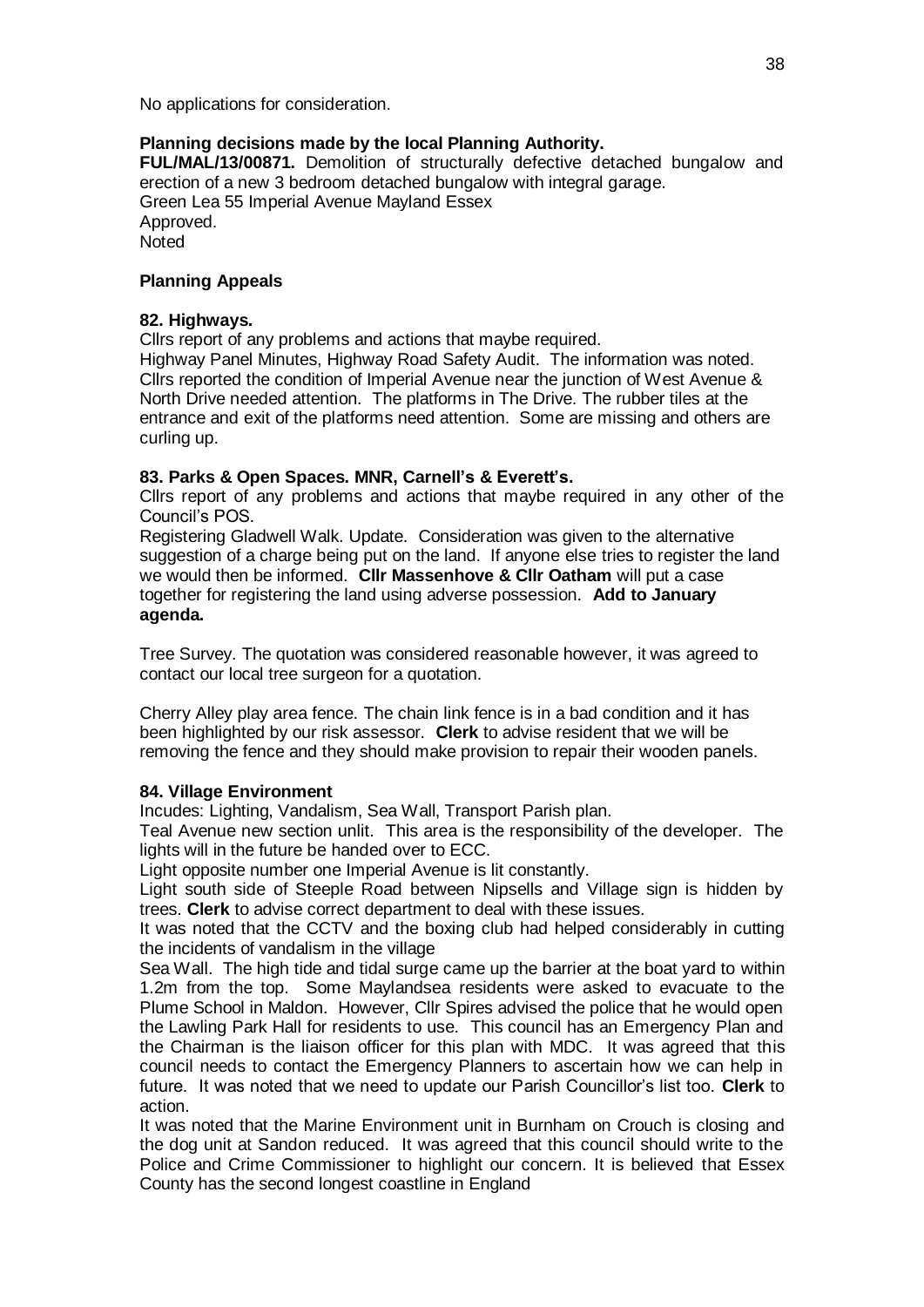No applications for consideration.

**Planning decisions made by the local Planning Authority.**

**FUL/MAL/13/00871.** Demolition of structurally defective detached bungalow and erection of a new 3 bedroom detached bungalow with integral garage.
Green Lea 55 Imperial Avenue Mayland Essex
Approved.
Noted

**Planning Appeals**

**82. Highways.**

Cllrs report of any problems and actions that maybe required.
Highway Panel Minutes, Highway Road Safety Audit. The information was noted.
Cllrs reported the condition of Imperial Avenue near the junction of West Avenue & North Drive needed attention. The platforms in The Drive. The rubber tiles at the entrance and exit of the platforms need attention. Some are missing and others are curling up.

**83. Parks & Open Spaces. MNR, Carnell's & Everett's.**

Cllrs report of any problems and actions that maybe required in any other of the Council's POS.
Registering Gladwell Walk. Update. Consideration was given to the alternative suggestion of a charge being put on the land. If anyone else tries to register the land we would then be informed. **Cllr Massenhove & Cllr Oatham** will put a case together for registering the land using adverse possession. **Add to January agenda.**

Tree Survey. The quotation was considered reasonable however, it was agreed to contact our local tree surgeon for a quotation.

Cherry Alley play area fence. The chain link fence is in a bad condition and it has been highlighted by our risk assessor. **Clerk** to advise resident that we will be removing the fence and they should make provision to repair their wooden panels.

**84. Village Environment**

Incudes: Lighting, Vandalism, Sea Wall, Transport Parish plan.
Teal Avenue new section unlit. This area is the responsibility of the developer. The lights will in the future be handed over to ECC.
Light opposite number one Imperial Avenue is lit constantly.
Light south side of Steeple Road between Nipsells and Village sign is hidden by trees. **Clerk** to advise correct department to deal with these issues.
It was noted that the CCTV and the boxing club had helped considerably in cutting the incidents of vandalism in the village
Sea Wall. The high tide and tidal surge came up the barrier at the boat yard to within 1.2m from the top. Some Maylandsea residents were asked to evacuate to the Plume School in Maldon. However, Cllr Spires advised the police that he would open the Lawling Park Hall for residents to use. This council has an Emergency Plan and the Chairman is the liaison officer for this plan with MDC. It was agreed that this council needs to contact the Emergency Planners to ascertain how we can help in future. It was noted that we need to update our Parish Councillor's list too. **Clerk** to action.
It was noted that the Marine Environment unit in Burnham on Crouch is closing and the dog unit at Sandon reduced. It was agreed that this council should write to the Police and Crime Commissioner to highlight our concern. It is believed that Essex County has the second longest coastline in England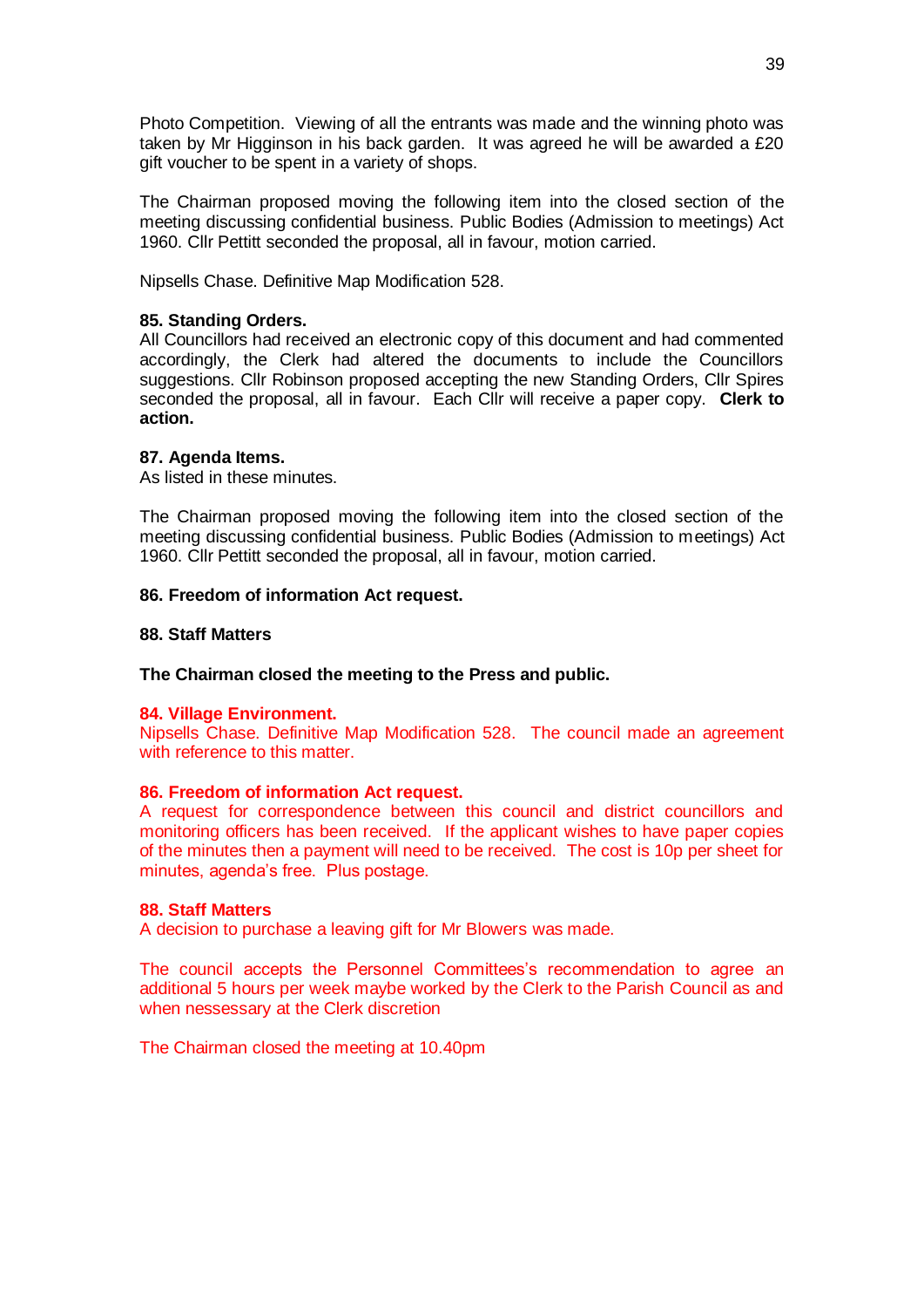Photo Competition. Viewing of all the entrants was made and the winning photo was taken by Mr Higginson in his back garden. It was agreed he will be awarded a £20 gift voucher to be spent in a variety of shops.

The Chairman proposed moving the following item into the closed section of the meeting discussing confidential business. Public Bodies (Admission to meetings) Act 1960. Cllr Pettitt seconded the proposal, all in favour, motion carried.

Nipsells Chase. Definitive Map Modification 528.

**85. Standing Orders.**
All Councillors had received an electronic copy of this document and had commented accordingly, the Clerk had altered the documents to include the Councillors suggestions. Cllr Robinson proposed accepting the new Standing Orders, Cllr Spires seconded the proposal, all in favour. Each Cllr will receive a paper copy. **Clerk to action.**

**87. Agenda Items.**
As listed in these minutes.

The Chairman proposed moving the following item into the closed section of the meeting discussing confidential business. Public Bodies (Admission to meetings) Act 1960. Cllr Pettitt seconded the proposal, all in favour, motion carried.

**86. Freedom of information Act request.**

**88. Staff Matters**

**The Chairman closed the meeting to the Press and public.**

**84. Village Environment.**
Nipsells Chase. Definitive Map Modification 528. The council made an agreement with reference to this matter.

**86. Freedom of information Act request.**
A request for correspondence between this council and district councillors and monitoring officers has been received. If the applicant wishes to have paper copies of the minutes then a payment will need to be received. The cost is 10p per sheet for minutes, agenda's free. Plus postage.

**88. Staff Matters**
A decision to purchase a leaving gift for Mr Blowers was made.

The council accepts the Personnel Committees's recommendation to agree an additional 5 hours per week maybe worked by the Clerk to the Parish Council as and when nessessary at the Clerk discretion

The Chairman closed the meeting at 10.40pm